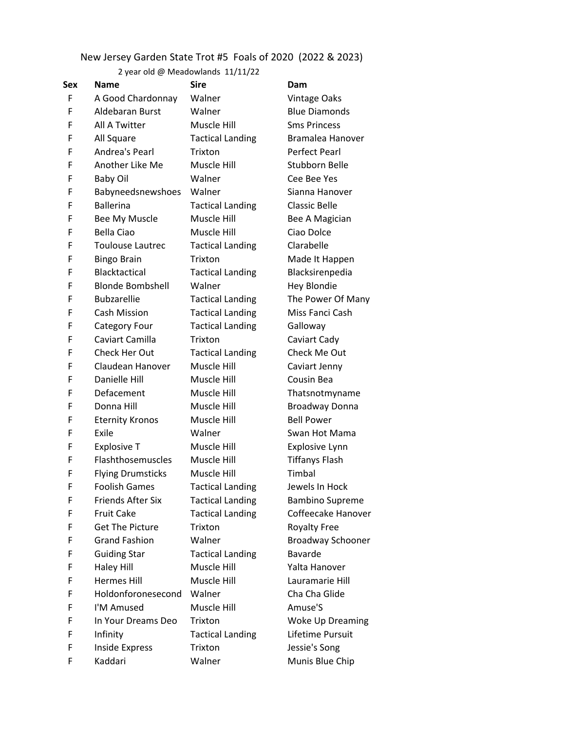# New Jersey Garden State Trot #5 Foals of 2020 (2022 & 2023)

2 year old @ Meadowlands 11/11/22

| Sex | Name | Sire | Dam |
|---|---|---|---|
| F | A Good Chardonnay | Walner | Vintage Oaks |
| F | Aldebaran Burst | Walner | Blue Diamonds |
| F | All A Twitter | Muscle Hill | Sms Princess |
| F | All Square | Tactical Landing | Bramalea Hanover |
| F | Andrea's Pearl | Trixton | Perfect Pearl |
| F | Another Like Me | Muscle Hill | Stubborn Belle |
| F | Baby Oil | Walner | Cee Bee Yes |
| F | Babyneedsnewshoes | Walner | Sianna Hanover |
| F | Ballerina | Tactical Landing | Classic Belle |
| F | Bee My Muscle | Muscle Hill | Bee A Magician |
| F | Bella Ciao | Muscle Hill | Ciao Dolce |
| F | Toulouse Lautrec | Tactical Landing | Clarabelle |
| F | Bingo Brain | Trixton | Made It Happen |
| F | Blacktactical | Tactical Landing | Blacksirenpedia |
| F | Blonde Bombshell | Walner | Hey Blondie |
| F | Bubzarellie | Tactical Landing | The Power Of Many |
| F | Cash Mission | Tactical Landing | Miss Fanci Cash |
| F | Category Four | Tactical Landing | Galloway |
| F | Caviart Camilla | Trixton | Caviart Cady |
| F | Check Her Out | Tactical Landing | Check Me Out |
| F | Claudean Hanover | Muscle Hill | Caviart Jenny |
| F | Danielle Hill | Muscle Hill | Cousin Bea |
| F | Defacement | Muscle Hill | Thatsnotmyname |
| F | Donna Hill | Muscle Hill | Broadway Donna |
| F | Eternity Kronos | Muscle Hill | Bell Power |
| F | Exile | Walner | Swan Hot Mama |
| F | Explosive T | Muscle Hill | Explosive Lynn |
| F | Flashthosemuscles | Muscle Hill | Tiffanys Flash |
| F | Flying Drumsticks | Muscle Hill | Timbal |
| F | Foolish Games | Tactical Landing | Jewels In Hock |
| F | Friends After Six | Tactical Landing | Bambino Supreme |
| F | Fruit Cake | Tactical Landing | Coffeecake Hanover |
| F | Get The Picture | Trixton | Royalty Free |
| F | Grand Fashion | Walner | Broadway Schooner |
| F | Guiding Star | Tactical Landing | Bavarde |
| F | Haley Hill | Muscle Hill | Yalta Hanover |
| F | Hermes Hill | Muscle Hill | Lauramarie Hill |
| F | Holdonforonesecond | Walner | Cha Cha Glide |
| F | I'M Amused | Muscle Hill | Amuse'S |
| F | In Your Dreams Deo | Trixton | Woke Up Dreaming |
| F | Infinity | Tactical Landing | Lifetime Pursuit |
| F | Inside Express | Trixton | Jessie's Song |
| F | Kaddari | Walner | Munis Blue Chip |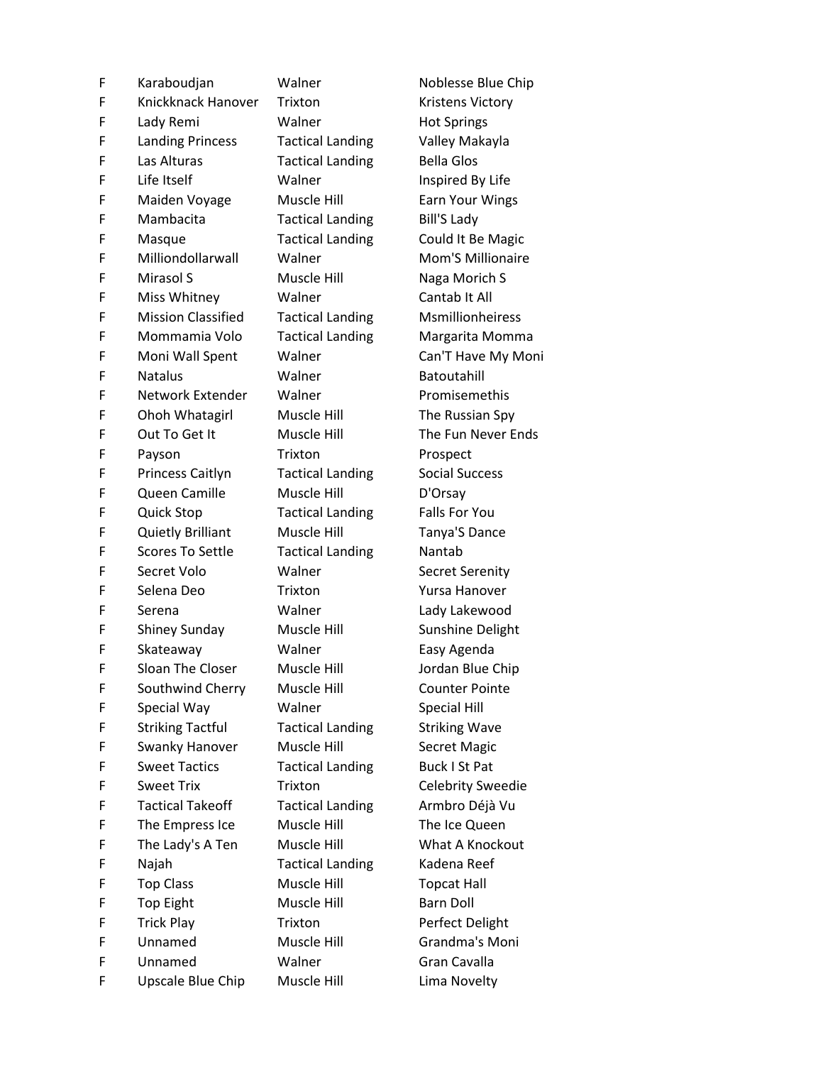| | | | |
|---|---|---|---|
| F | Karaboudjan | Walner | Noblesse Blue Chip |
| F | Knickknack Hanover | Trixton | Kristens Victory |
| F | Lady Remi | Walner | Hot Springs |
| F | Landing Princess | Tactical Landing | Valley Makayla |
| F | Las Alturas | Tactical Landing | Bella Glos |
| F | Life Itself | Walner | Inspired By Life |
| F | Maiden Voyage | Muscle Hill | Earn Your Wings |
| F | Mambacita | Tactical Landing | Bill'S Lady |
| F | Masque | Tactical Landing | Could It Be Magic |
| F | Milliondollarwall | Walner | Mom'S Millionaire |
| F | Mirasol S | Muscle Hill | Naga Morich S |
| F | Miss Whitney | Walner | Cantab It All |
| F | Mission Classified | Tactical Landing | Msmillionheiress |
| F | Mommamia Volo | Tactical Landing | Margarita Momma |
| F | Moni Wall Spent | Walner | Can'T Have My Moni |
| F | Natalus | Walner | Batoutahill |
| F | Network Extender | Walner | Promisemethis |
| F | Ohoh Whatagirl | Muscle Hill | The Russian Spy |
| F | Out To Get It | Muscle Hill | The Fun Never Ends |
| F | Payson | Trixton | Prospect |
| F | Princess Caitlyn | Tactical Landing | Social Success |
| F | Queen Camille | Muscle Hill | D'Orsay |
| F | Quick Stop | Tactical Landing | Falls For You |
| F | Quietly Brilliant | Muscle Hill | Tanya'S Dance |
| F | Scores To Settle | Tactical Landing | Nantab |
| F | Secret Volo | Walner | Secret Serenity |
| F | Selena Deo | Trixton | Yursa Hanover |
| F | Serena | Walner | Lady Lakewood |
| F | Shiney Sunday | Muscle Hill | Sunshine Delight |
| F | Skateaway | Walner | Easy Agenda |
| F | Sloan The Closer | Muscle Hill | Jordan Blue Chip |
| F | Southwind Cherry | Muscle Hill | Counter Pointe |
| F | Special Way | Walner | Special Hill |
| F | Striking Tactful | Tactical Landing | Striking Wave |
| F | Swanky Hanover | Muscle Hill | Secret Magic |
| F | Sweet Tactics | Tactical Landing | Buck I St Pat |
| F | Sweet Trix | Trixton | Celebrity Sweedie |
| F | Tactical Takeoff | Tactical Landing | Armbro Déjà Vu |
| F | The Empress Ice | Muscle Hill | The Ice Queen |
| F | The Lady's A Ten | Muscle Hill | What A Knockout |
| F | Najah | Tactical Landing | Kadena Reef |
| F | Top Class | Muscle Hill | Topcat Hall |
| F | Top Eight | Muscle Hill | Barn Doll |
| F | Trick Play | Trixton | Perfect Delight |
| F | Unnamed | Muscle Hill | Grandma's Moni |
| F | Unnamed | Walner | Gran Cavalla |
| F | Upscale Blue Chip | Muscle Hill | Lima Novelty |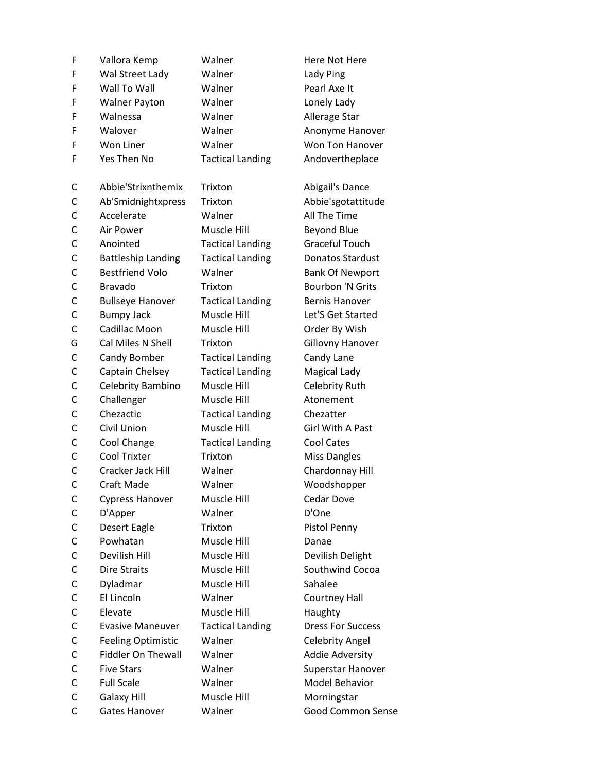| | | | |
|---|---|---|---|
| F | Vallora Kemp | Walner | Here Not Here |
| F | Wal Street Lady | Walner | Lady Ping |
| F | Wall To Wall | Walner | Pearl Axe It |
| F | Walner Payton | Walner | Lonely Lady |
| F | Walnessa | Walner | Allerage Star |
| F | Walover | Walner | Anonyme Hanover |
| F | Won Liner | Walner | Won Ton Hanover |
| F | Yes Then No | Tactical Landing | Andovertheplace |
| | | | |
| C | Abbie'Strixnthemix | Trixton | Abigail's Dance |
| C | Ab'Smidnightxpress | Trixton | Abbie'sgotattitude |
| C | Accelerate | Walner | All The Time |
| C | Air Power | Muscle Hill | Beyond Blue |
| C | Anointed | Tactical Landing | Graceful Touch |
| C | Battleship Landing | Tactical Landing | Donatos Stardust |
| C | Bestfriend Volo | Walner | Bank Of Newport |
| C | Bravado | Trixton | Bourbon 'N Grits |
| C | Bullseye Hanover | Tactical Landing | Bernis Hanover |
| C | Bumpy Jack | Muscle Hill | Let'S Get Started |
| C | Cadillac Moon | Muscle Hill | Order By Wish |
| G | Cal Miles N Shell | Trixton | Gillovny Hanover |
| C | Candy Bomber | Tactical Landing | Candy Lane |
| C | Captain Chelsey | Tactical Landing | Magical Lady |
| C | Celebrity Bambino | Muscle Hill | Celebrity Ruth |
| C | Challenger | Muscle Hill | Atonement |
| C | Chezactic | Tactical Landing | Chezatter |
| C | Civil Union | Muscle Hill | Girl With A Past |
| C | Cool Change | Tactical Landing | Cool Cates |
| C | Cool Trixter | Trixton | Miss Dangles |
| C | Cracker Jack Hill | Walner | Chardonnay Hill |
| C | Craft Made | Walner | Woodshopper |
| C | Cypress Hanover | Muscle Hill | Cedar Dove |
| C | D'Apper | Walner | D'One |
| C | Desert Eagle | Trixton | Pistol Penny |
| C | Powhatan | Muscle Hill | Danae |
| C | Devilish Hill | Muscle Hill | Devilish Delight |
| C | Dire Straits | Muscle Hill | Southwind Cocoa |
| C | Dyladmar | Muscle Hill | Sahalee |
| C | El Lincoln | Walner | Courtney Hall |
| C | Elevate | Muscle Hill | Haughty |
| C | Evasive Maneuver | Tactical Landing | Dress For Success |
| C | Feeling Optimistic | Walner | Celebrity Angel |
| C | Fiddler On Thewall | Walner | Addie Adversity |
| C | Five Stars | Walner | Superstar Hanover |
| C | Full Scale | Walner | Model Behavior |
| C | Galaxy Hill | Muscle Hill | Morningstar |
| C | Gates Hanover | Walner | Good Common Sense |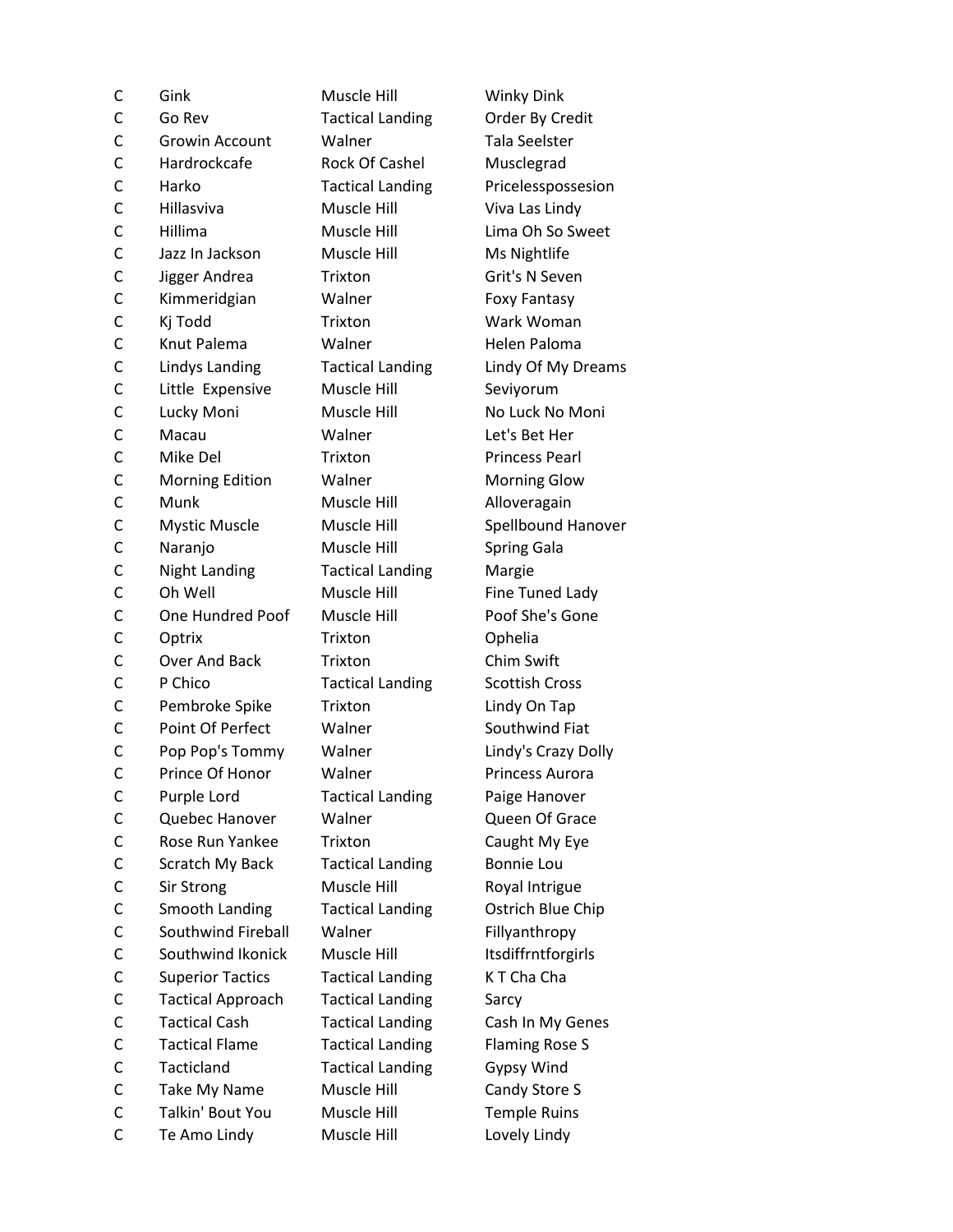| | | | |
|---|---|---|---|
| C | Gink | Muscle Hill | Winky Dink |
| C | Go Rev | Tactical Landing | Order By Credit |
| C | Growin Account | Walner | Tala Seelster |
| C | Hardrockcafe | Rock Of Cashel | Musclegrad |
| C | Harko | Tactical Landing | Pricelesspossesion |
| C | Hillasviva | Muscle Hill | Viva Las Lindy |
| C | Hillima | Muscle Hill | Lima Oh So Sweet |
| C | Jazz In Jackson | Muscle Hill | Ms Nightlife |
| C | Jigger Andrea | Trixton | Grit's N Seven |
| C | Kimmeridgian | Walner | Foxy Fantasy |
| C | Kj Todd | Trixton | Wark Woman |
| C | Knut Palema | Walner | Helen Paloma |
| C | Lindys Landing | Tactical Landing | Lindy Of My Dreams |
| C | Little  Expensive | Muscle Hill | Seviyorum |
| C | Lucky Moni | Muscle Hill | No Luck No Moni |
| C | Macau | Walner | Let's Bet Her |
| C | Mike Del | Trixton | Princess Pearl |
| C | Morning Edition | Walner | Morning Glow |
| C | Munk | Muscle Hill | Alloveragain |
| C | Mystic Muscle | Muscle Hill | Spellbound Hanover |
| C | Naranjo | Muscle Hill | Spring Gala |
| C | Night Landing | Tactical Landing | Margie |
| C | Oh Well | Muscle Hill | Fine Tuned Lady |
| C | One Hundred Poof | Muscle Hill | Poof She's Gone |
| C | Optrix | Trixton | Ophelia |
| C | Over And Back | Trixton | Chim Swift |
| C | P Chico | Tactical Landing | Scottish Cross |
| C | Pembroke Spike | Trixton | Lindy On Tap |
| C | Point Of Perfect | Walner | Southwind Fiat |
| C | Pop Pop's Tommy | Walner | Lindy's Crazy Dolly |
| C | Prince Of Honor | Walner | Princess Aurora |
| C | Purple Lord | Tactical Landing | Paige Hanover |
| C | Quebec Hanover | Walner | Queen Of Grace |
| C | Rose Run Yankee | Trixton | Caught My Eye |
| C | Scratch My Back | Tactical Landing | Bonnie Lou |
| C | Sir Strong | Muscle Hill | Royal Intrigue |
| C | Smooth Landing | Tactical Landing | Ostrich Blue Chip |
| C | Southwind Fireball | Walner | Fillyanthropy |
| C | Southwind Ikonick | Muscle Hill | Itsdiffrntforgirls |
| C | Superior Tactics | Tactical Landing | K T Cha Cha |
| C | Tactical Approach | Tactical Landing | Sarcy |
| C | Tactical Cash | Tactical Landing | Cash In My Genes |
| C | Tactical Flame | Tactical Landing | Flaming Rose S |
| C | Tacticland | Tactical Landing | Gypsy Wind |
| C | Take My Name | Muscle Hill | Candy Store S |
| C | Talkin' Bout You | Muscle Hill | Temple Ruins |
| C | Te Amo Lindy | Muscle Hill | Lovely Lindy |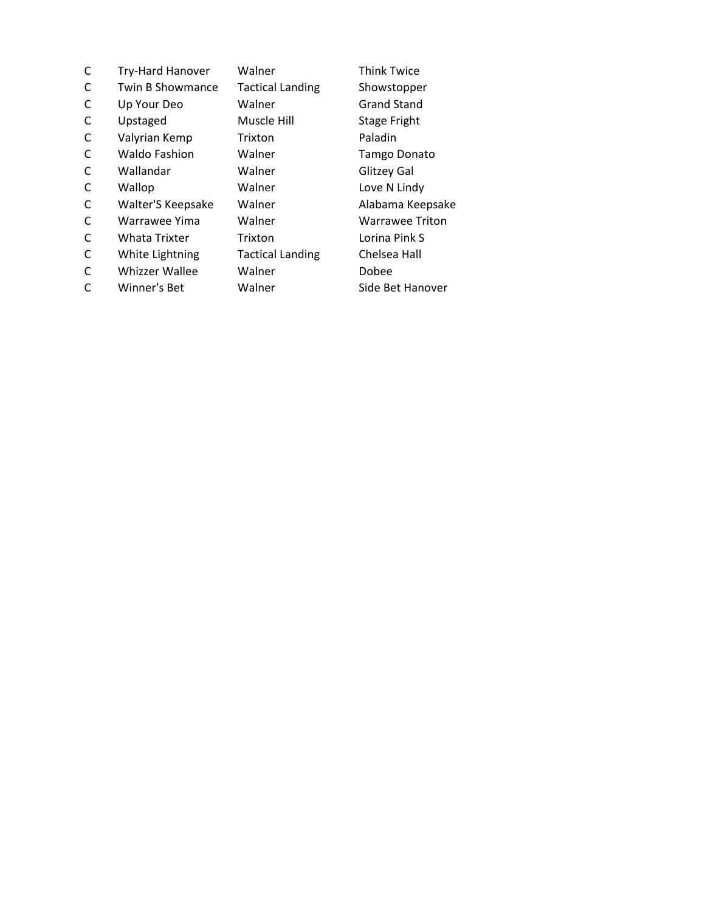| | | | |
|---|---|---|---|
| C | Try-Hard Hanover | Walner | Think Twice |
| C | Twin B Showmance | Tactical Landing | Showstopper |
| C | Up Your Deo | Walner | Grand Stand |
| C | Upstaged | Muscle Hill | Stage Fright |
| C | Valyrian Kemp | Trixton | Paladin |
| C | Waldo Fashion | Walner | Tamgo Donato |
| C | Wallandar | Walner | Glitzey Gal |
| C | Wallop | Walner | Love N Lindy |
| C | Walter'S Keepsake | Walner | Alabama Keepsake |
| C | Warrawee Yima | Walner | Warrawee Triton |
| C | Whata Trixter | Trixton | Lorina Pink S |
| C | White Lightning | Tactical Landing | Chelsea Hall |
| C | Whizzer Wallee | Walner | Dobee |
| C | Winner's Bet | Walner | Side Bet Hanover |